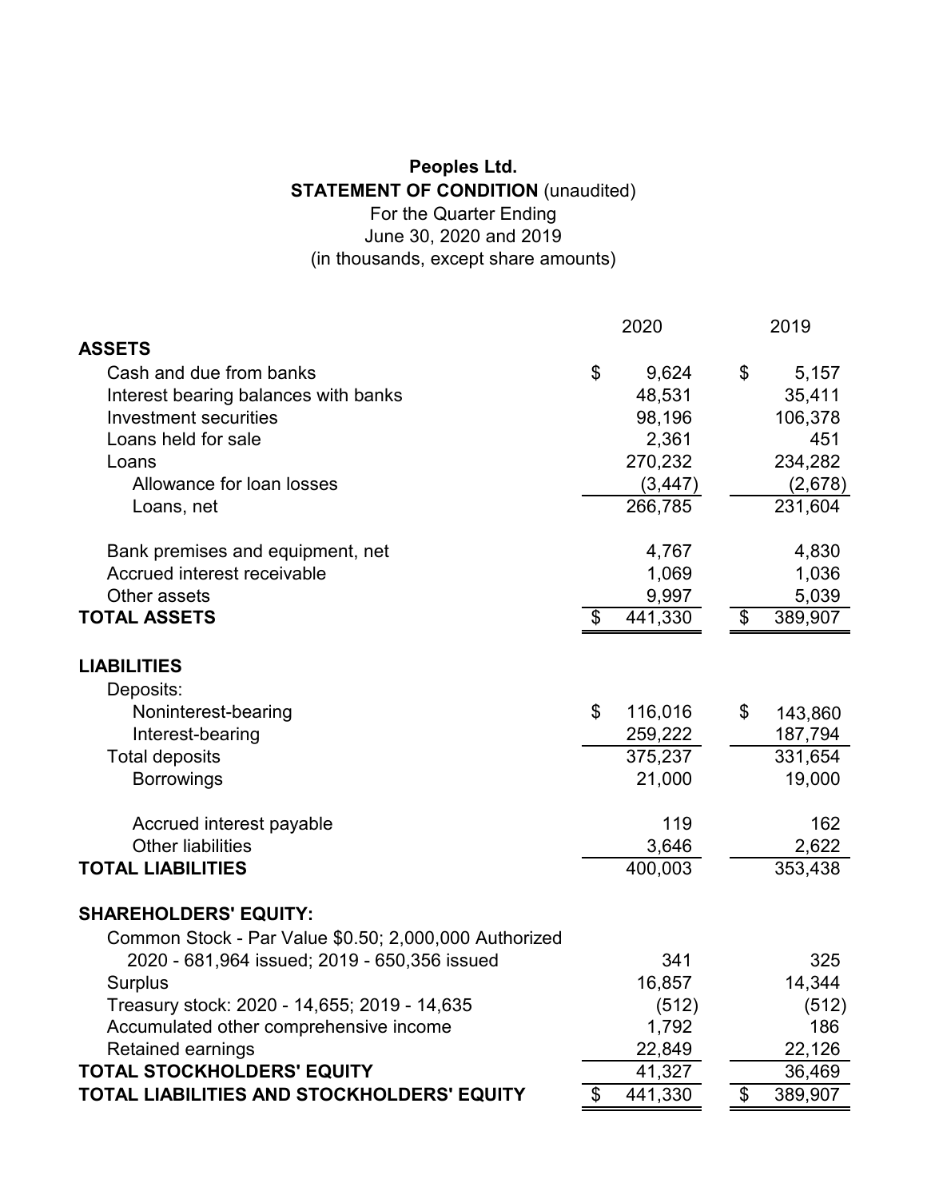**Peoples Ltd.**

**STATEMENT OF CONDITION** (unaudited)

For the Quarter Ending

June 30, 2020 and 2019

(in thousands, except share amounts)

| | 2020 | 2019 |
|---|---|---|
| **ASSETS** | | |
| Cash and due from banks | $ 9,624 | $ 5,157 |
| Interest bearing balances with banks | 48,531 | 35,411 |
| Investment securities | 98,196 | 106,378 |
| Loans held for sale | 2,361 | 451 |
| Loans | 270,232 | 234,282 |
| Allowance for loan losses | (3,447) | (2,678) |
| Loans, net | 266,785 | 231,604 |
| Bank premises and equipment, net | 4,767 | 4,830 |
| Accrued interest receivable | 1,069 | 1,036 |
| Other assets | 9,997 | 5,039 |
| **TOTAL ASSETS** | $ 441,330 | $ 389,907 |
| **LIABILITIES** | | |
| Deposits: | | |
| Noninterest-bearing | $ 116,016 | $ 143,860 |
| Interest-bearing | 259,222 | 187,794 |
| Total deposits | 375,237 | 331,654 |
| Borrowings | 21,000 | 19,000 |
| Accrued interest payable | 119 | 162 |
| Other liabilities | 3,646 | 2,622 |
| **TOTAL LIABILITIES** | 400,003 | 353,438 |
| **SHAREHOLDERS' EQUITY:** | | |
| Common Stock - Par Value $0.50; 2,000,000 Authorized 2020 - 681,964 issued; 2019 - 650,356 issued | 341 | 325 |
| Surplus | 16,857 | 14,344 |
| Treasury stock: 2020 - 14,655; 2019 - 14,635 | (512) | (512) |
| Accumulated other comprehensive income | 1,792 | 186 |
| Retained earnings | 22,849 | 22,126 |
| **TOTAL STOCKHOLDERS' EQUITY** | 41,327 | 36,469 |
| **TOTAL LIABILITIES AND STOCKHOLDERS' EQUITY** | $ 441,330 | $ 389,907 |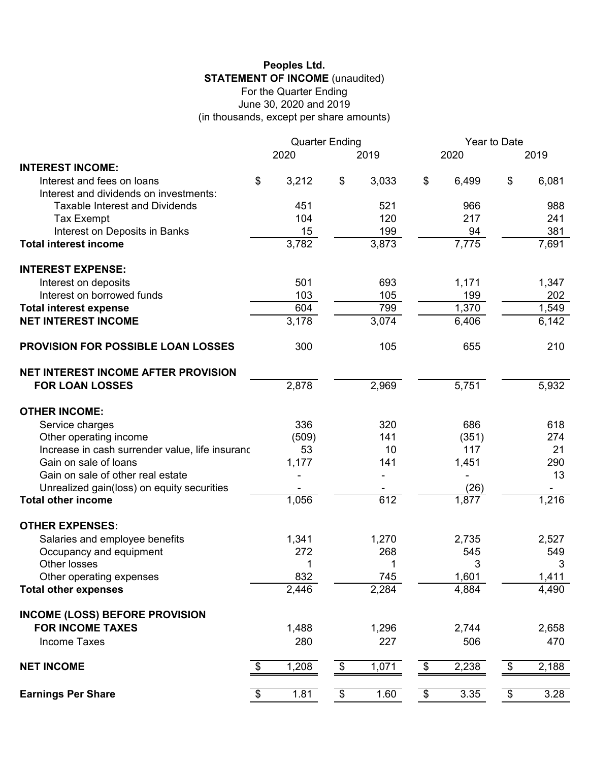**Peoples Ltd.**
**STATEMENT OF INCOME** (unaudited)
For the Quarter Ending
June 30, 2020 and 2019
(in thousands, except per share amounts)

| | Quarter Ending | | Year to Date | |
|---|---|---|---|---|
| | 2020 | 2019 | 2020 | 2019 |
| **INTEREST INCOME:** | | | | |
| Interest and fees on loans | $ 3,212 | $ 3,033 | $ 6,499 | $ 6,081 |
| Interest and dividends on investments: | | | | |
| Taxable Interest and Dividends | 451 | 521 | 966 | 988 |
| Tax Exempt | 104 | 120 | 217 | 241 |
| Interest on Deposits in Banks | 15 | 199 | 94 | 381 |
| **Total interest income** | 3,782 | 3,873 | 7,775 | 7,691 |
| **INTEREST EXPENSE:** | | | | |
| Interest on deposits | 501 | 693 | 1,171 | 1,347 |
| Interest on borrowed funds | 103 | 105 | 199 | 202 |
| **Total interest expense** | 604 | 799 | 1,370 | 1,549 |
| **NET INTEREST INCOME** | 3,178 | 3,074 | 6,406 | 6,142 |
| **PROVISION FOR POSSIBLE LOAN LOSSES** | 300 | 105 | 655 | 210 |
| **NET INTEREST INCOME AFTER PROVISION FOR LOAN LOSSES** | 2,878 | 2,969 | 5,751 | 5,932 |
| **OTHER INCOME:** | | | | |
| Service charges | 336 | 320 | 686 | 618 |
| Other operating income | (509) | 141 | (351) | 274 |
| Increase in cash surrender value, life insuranc | 53 | 10 | 117 | 21 |
| Gain on sale of loans | 1,177 | 141 | 1,451 | 290 |
| Gain on sale of other real estate | - | - | - | 13 |
| Unrealized gain(loss) on equity securities | - | - | (26) | - |
| **Total other income** | 1,056 | 612 | 1,877 | 1,216 |
| **OTHER EXPENSES:** | | | | |
| Salaries and employee benefits | 1,341 | 1,270 | 2,735 | 2,527 |
| Occupancy and equipment | 272 | 268 | 545 | 549 |
| Other losses | 1 | 1 | 3 | 3 |
| Other operating expenses | 832 | 745 | 1,601 | 1,411 |
| **Total other expenses** | 2,446 | 2,284 | 4,884 | 4,490 |
| **INCOME (LOSS) BEFORE PROVISION FOR INCOME TAXES** | 1,488 | 1,296 | 2,744 | 2,658 |
| Income Taxes | 280 | 227 | 506 | 470 |
| **NET INCOME** | $ 1,208 | $ 1,071 | $ 2,238 | $ 2,188 |
| **Earnings Per Share** | $ 1.81 | $ 1.60 | $ 3.35 | $ 3.28 |